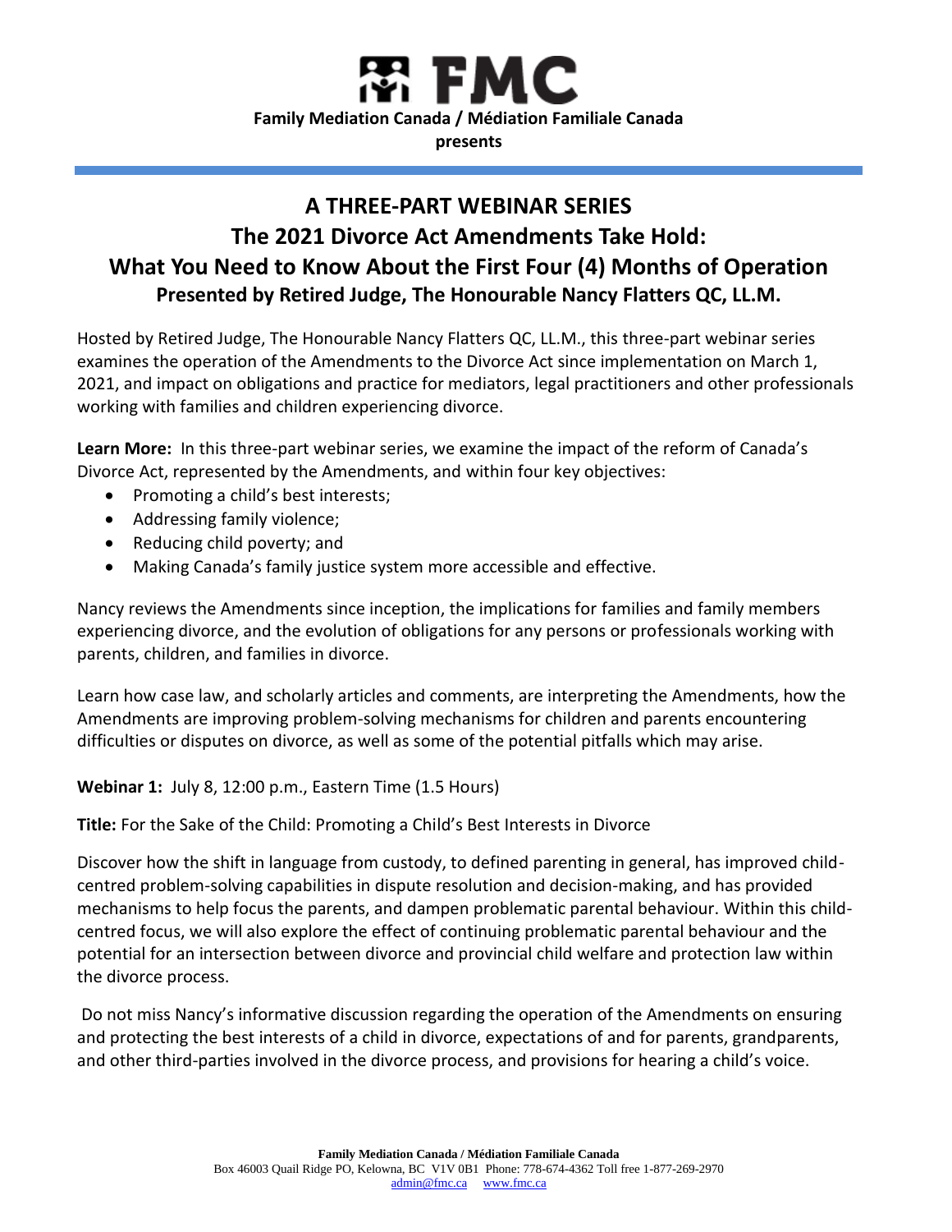# FMC

**Family Mediation Canada / Médiation Familiale Canada**

**presents**

## A THREE-PART WEBINAR SERIES
## The 2021 Divorce Act Amendments Take Hold:
## What You Need to Know About the First Four (4) Months of Operation
### Presented by Retired Judge, The Honourable Nancy Flatters QC, LL.M.

Hosted by Retired Judge, The Honourable Nancy Flatters QC, LL.M., this three-part webinar series examines the operation of the Amendments to the Divorce Act since implementation on March 1, 2021, and impact on obligations and practice for mediators, legal practitioners and other professionals working with families and children experiencing divorce.

**Learn More:** In this three-part webinar series, we examine the impact of the reform of Canada's Divorce Act, represented by the Amendments, and within four key objectives:

- Promoting a child's best interests;
- Addressing family violence;
- Reducing child poverty; and
- Making Canada's family justice system more accessible and effective.

Nancy reviews the Amendments since inception, the implications for families and family members experiencing divorce, and the evolution of obligations for any persons or professionals working with parents, children, and families in divorce.

Learn how case law, and scholarly articles and comments, are interpreting the Amendments, how the Amendments are improving problem-solving mechanisms for children and parents encountering difficulties or disputes on divorce, as well as some of the potential pitfalls which may arise.

**Webinar 1:** July 8, 12:00 p.m., Eastern Time (1.5 Hours)

**Title:** For the Sake of the Child: Promoting a Child's Best Interests in Divorce

Discover how the shift in language from custody, to defined parenting in general, has improved child-centred problem-solving capabilities in dispute resolution and decision-making, and has provided mechanisms to help focus the parents, and dampen problematic parental behaviour. Within this child-centred focus, we will also explore the effect of continuing problematic parental behaviour and the potential for an intersection between divorce and provincial child welfare and protection law within the divorce process.

Do not miss Nancy's informative discussion regarding the operation of the Amendments on ensuring and protecting the best interests of a child in divorce, expectations of and for parents, grandparents, and other third-parties involved in the divorce process, and provisions for hearing a child's voice.

**Family Mediation Canada / Médiation Familiale Canada**
Box 46003 Quail Ridge PO, Kelowna, BC V1V 0B1 Phone: 778-674-4362 Toll free 1-877-269-2970
admin@fmc.ca www.fmc.ca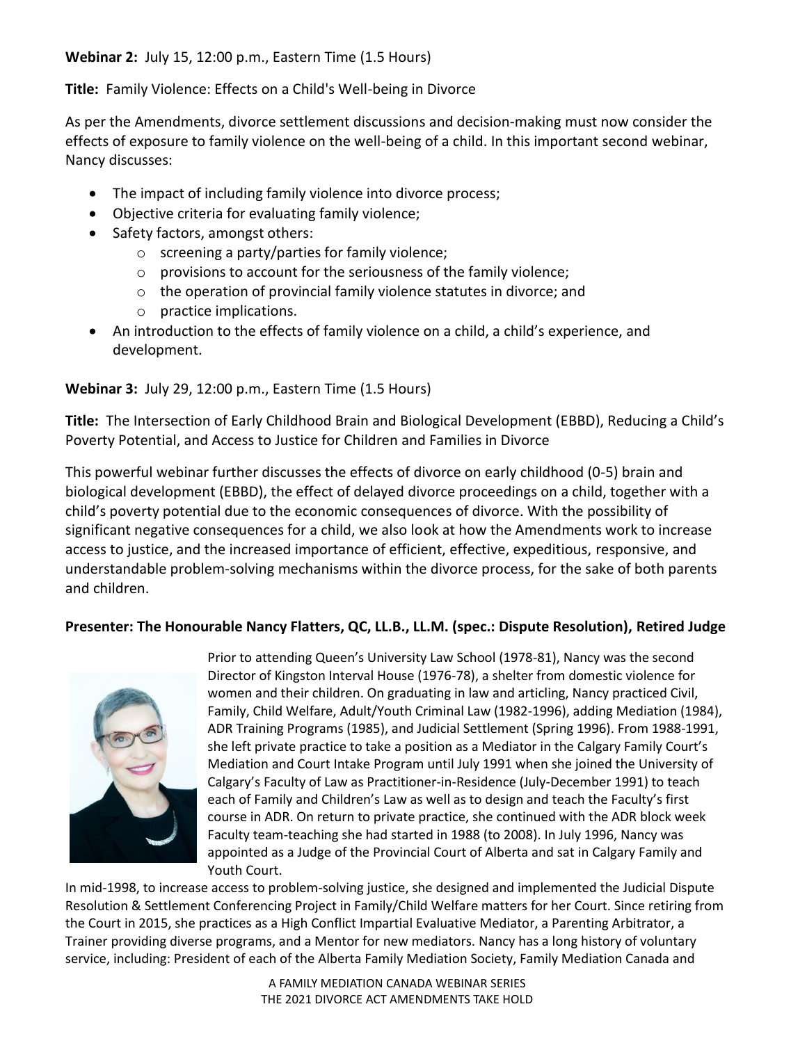**Webinar 2:** July 15, 12:00 p.m., Eastern Time (1.5 Hours)

**Title:** Family Violence: Effects on a Child's Well-being in Divorce

As per the Amendments, divorce settlement discussions and decision-making must now consider the effects of exposure to family violence on the well-being of a child. In this important second webinar, Nancy discusses:

- The impact of including family violence into divorce process;
- Objective criteria for evaluating family violence;
- Safety factors, amongst others:
  - screening a party/parties for family violence;
  - provisions to account for the seriousness of the family violence;
  - the operation of provincial family violence statutes in divorce; and
  - practice implications.
- An introduction to the effects of family violence on a child, a child's experience, and development.

**Webinar 3:** July 29, 12:00 p.m., Eastern Time (1.5 Hours)

**Title:** The Intersection of Early Childhood Brain and Biological Development (EBBD), Reducing a Child's Poverty Potential, and Access to Justice for Children and Families in Divorce

This powerful webinar further discusses the effects of divorce on early childhood (0-5) brain and biological development (EBBD), the effect of delayed divorce proceedings on a child, together with a child's poverty potential due to the economic consequences of divorce. With the possibility of significant negative consequences for a child, we also look at how the Amendments work to increase access to justice, and the increased importance of efficient, effective, expeditious, responsive, and understandable problem-solving mechanisms within the divorce process, for the sake of both parents and children.

**Presenter: The Honourable Nancy Flatters, QC, LL.B., LL.M. (spec.: Dispute Resolution), Retired Judge**

Prior to attending Queen's University Law School (1978-81), Nancy was the second Director of Kingston Interval House (1976-78), a shelter from domestic violence for women and their children. On graduating in law and articling, Nancy practiced Civil, Family, Child Welfare, Adult/Youth Criminal Law (1982-1996), adding Mediation (1984), ADR Training Programs (1985), and Judicial Settlement (Spring 1996). From 1988-1991, she left private practice to take a position as a Mediator in the Calgary Family Court's Mediation and Court Intake Program until July 1991 when she joined the University of Calgary's Faculty of Law as Practitioner-in-Residence (July-December 1991) to teach each of Family and Children's Law as well as to design and teach the Faculty's first course in ADR. On return to private practice, she continued with the ADR block week Faculty team-teaching she had started in 1988 (to 2008). In July 1996, Nancy was appointed as a Judge of the Provincial Court of Alberta and sat in Calgary Family and Youth Court.

In mid-1998, to increase access to problem-solving justice, she designed and implemented the Judicial Dispute Resolution & Settlement Conferencing Project in Family/Child Welfare matters for her Court. Since retiring from the Court in 2015, she practices as a High Conflict Impartial Evaluative Mediator, a Parenting Arbitrator, a Trainer providing diverse programs, and a Mentor for new mediators. Nancy has a long history of voluntary service, including: President of each of the Alberta Family Mediation Society, Family Mediation Canada and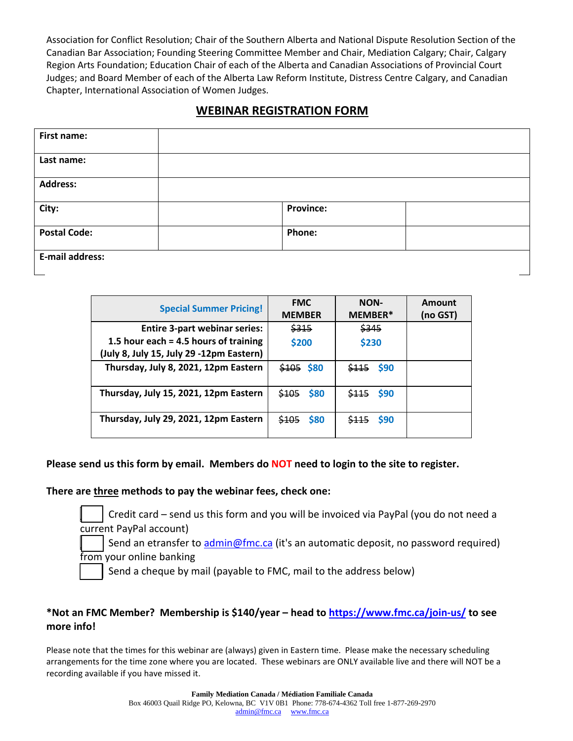Association for Conflict Resolution; Chair of the Southern Alberta and National Dispute Resolution Section of the Canadian Bar Association; Founding Steering Committee Member and Chair, Mediation Calgary; Chair, Calgary Region Arts Foundation; Education Chair of each of the Alberta and Canadian Associations of Provincial Court Judges; and Board Member of each of the Alberta Law Reform Institute, Distress Centre Calgary, and Canadian Chapter, International Association of Women Judges.

## WEBINAR REGISTRATION FORM

| | | | |
|---|---|---|---|
| **First name:** | | | |
| **Last name:** | | | |
| **Address:** | | | |
| **City:** | | **Province:** | |
| **Postal Code:** | | **Phone:** | |
| **E-mail address:** | | | |

| **Special Summer Pricing!** | **FMC MEMBER** | **NON-MEMBER*** | **Amount (no GST)** |
|---|---|---|---|
| **Entire 3-part webinar series: 1.5 hour each = 4.5 hours of training (July 8, July 15, July 29 -12pm Eastern)** | ~~$315~~ **$200** | ~~$345~~ **$230** | |
| **Thursday, July 8, 2021, 12pm Eastern** | ~~$105~~ **$80** | ~~$115~~ **$90** | |
| **Thursday, July 15, 2021, 12pm Eastern** | ~~$105~~ **$80** | ~~$115~~ **$90** | |
| **Thursday, July 29, 2021, 12pm Eastern** | ~~$105~~ **$80** | ~~$115~~ **$90** | |

**Please send us this form by email. Members do NOT need to login to the site to register.**

**There are three methods to pay the webinar fees, check one:**

- [ ] Credit card – send us this form and you will be invoiced via PayPal (you do not need a current PayPal account)
- [ ] Send an etransfer to admin@fmc.ca (it's an automatic deposit, no password required) from your online banking
- [ ] Send a cheque by mail (payable to FMC, mail to the address below)

**\*Not an FMC Member? Membership is $140/year – head to https://www.fmc.ca/join-us/ to see more info!**

Please note that the times for this webinar are (always) given in Eastern time. Please make the necessary scheduling arrangements for the time zone where you are located. These webinars are ONLY available live and there will NOT be a recording available if you have missed it.

**Family Mediation Canada / Médiation Familiale Canada**
Box 46003 Quail Ridge PO, Kelowna, BC V1V 0B1 Phone: 778-674-4362 Toll free 1-877-269-2970
admin@fmc.ca www.fmc.ca